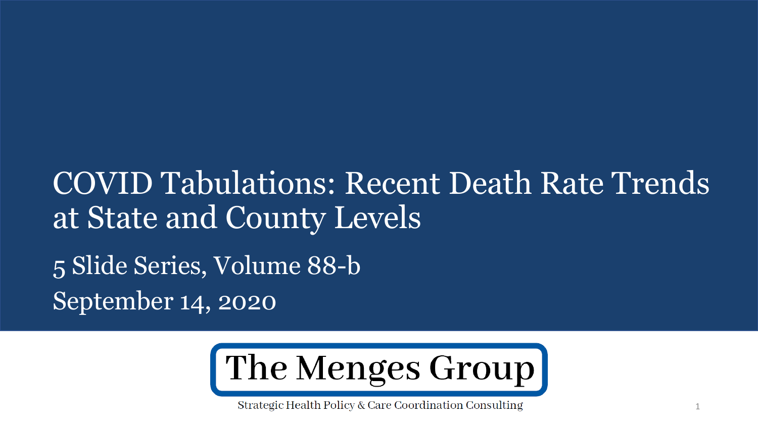# COVID Tabulations: Recent Death Rate Trends at State and County Levels

5 Slide Series, Volume 88-b

September 14, 2020

**The Menges Group**

Strategic Health Policy & Care Coordination Consulting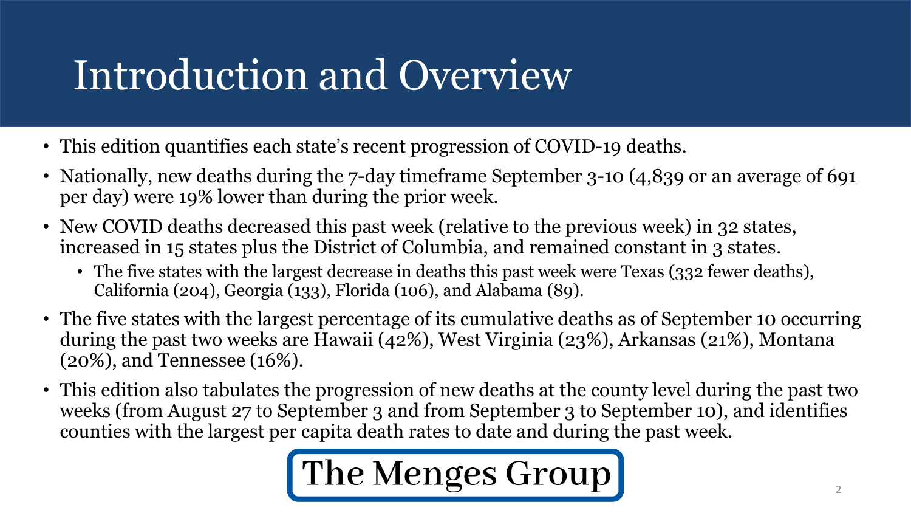# Introduction and Overview

- This edition quantifies each state's recent progression of COVID-19 deaths.
- Nationally, new deaths during the 7-day timeframe September 3-10 (4,839 or an average of 691 per day) were 19% lower than during the prior week.
- New COVID deaths decreased this past week (relative to the previous week) in 32 states, increased in 15 states plus the District of Columbia, and remained constant in 3 states.
  - The five states with the largest decrease in deaths this past week were Texas (332 fewer deaths), California (204), Georgia (133), Florida (106), and Alabama (89).
- The five states with the largest percentage of its cumulative deaths as of September 10 occurring during the past two weeks are Hawaii (42%), West Virginia (23%), Arkansas (21%), Montana (20%), and Tennessee (16%).
- This edition also tabulates the progression of new deaths at the county level during the past two weeks (from August 27 to September 3 and from September 3 to September 10), and identifies counties with the largest per capita death rates to date and during the past week.

**The Menges Group**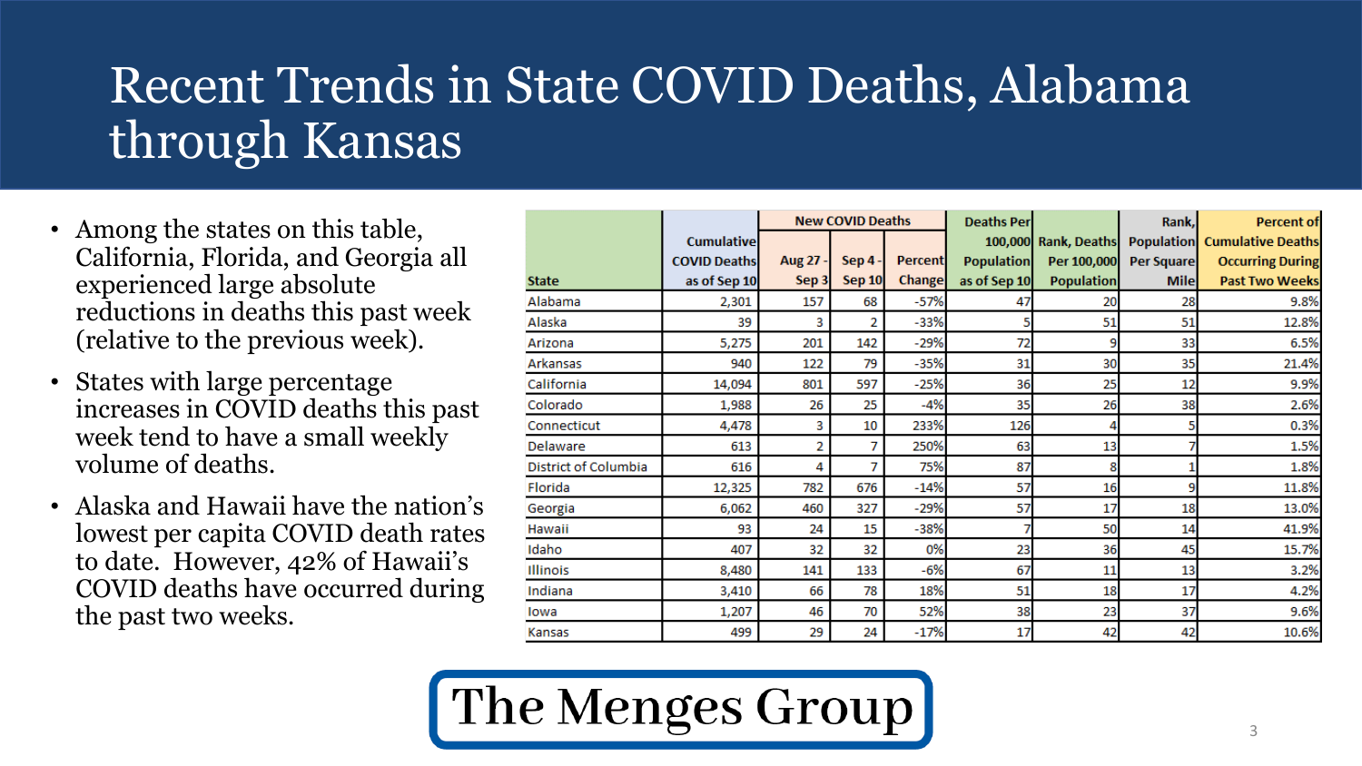# Recent Trends in State COVID Deaths, Alabama through Kansas

- Among the states on this table, California, Florida, and Georgia all experienced large absolute reductions in deaths this past week (relative to the previous week).
- States with large percentage increases in COVID deaths this past week tend to have a small weekly volume of deaths.
- Alaska and Hawaii have the nation's lowest per capita COVID death rates to date. However, 42% of Hawaii's COVID deaths have occurred during the past two weeks.

| State | Cumulative COVID Deaths as of Sep 10 | New COVID Deaths Aug 27 - Sep 3 | New COVID Deaths Sep 4 - Sep 10 | New COVID Deaths Percent Change | Deaths Per 100,000 Population as of Sep 10 | Rank, Deaths Per 100,000 Population | Rank, Population Per Square Mile | Percent of Cumulative Deaths Occurring During Past Two Weeks |
|---|---|---|---|---|---|---|---|---|
| Alabama | 2,301 | 157 | 68 | -57% | 47 | 20 | 28 | 9.8% |
| Alaska | 39 | 3 | 2 | -33% | 5 | 51 | 51 | 12.8% |
| Arizona | 5,275 | 201 | 142 | -29% | 72 | 9 | 33 | 6.5% |
| Arkansas | 940 | 122 | 79 | -35% | 31 | 30 | 35 | 21.4% |
| California | 14,094 | 801 | 597 | -25% | 36 | 25 | 12 | 9.9% |
| Colorado | 1,988 | 26 | 25 | -4% | 35 | 26 | 38 | 2.6% |
| Connecticut | 4,478 | 3 | 10 | 233% | 126 | 4 | 5 | 0.3% |
| Delaware | 613 | 2 | 7 | 250% | 63 | 13 | 7 | 1.5% |
| District of Columbia | 616 | 4 | 7 | 75% | 87 | 8 | 1 | 1.8% |
| Florida | 12,325 | 782 | 676 | -14% | 57 | 16 | 9 | 11.8% |
| Georgia | 6,062 | 460 | 327 | -29% | 57 | 17 | 18 | 13.0% |
| Hawaii | 93 | 24 | 15 | -38% | 7 | 50 | 14 | 41.9% |
| Idaho | 407 | 32 | 32 | 0% | 23 | 36 | 45 | 15.7% |
| Illinois | 8,480 | 141 | 133 | -6% | 67 | 11 | 13 | 3.2% |
| Indiana | 3,410 | 66 | 78 | 18% | 51 | 18 | 17 | 4.2% |
| Iowa | 1,207 | 46 | 70 | 52% | 38 | 23 | 37 | 9.6% |
| Kansas | 499 | 29 | 24 | -17% | 17 | 42 | 42 | 10.6% |

The Menges Group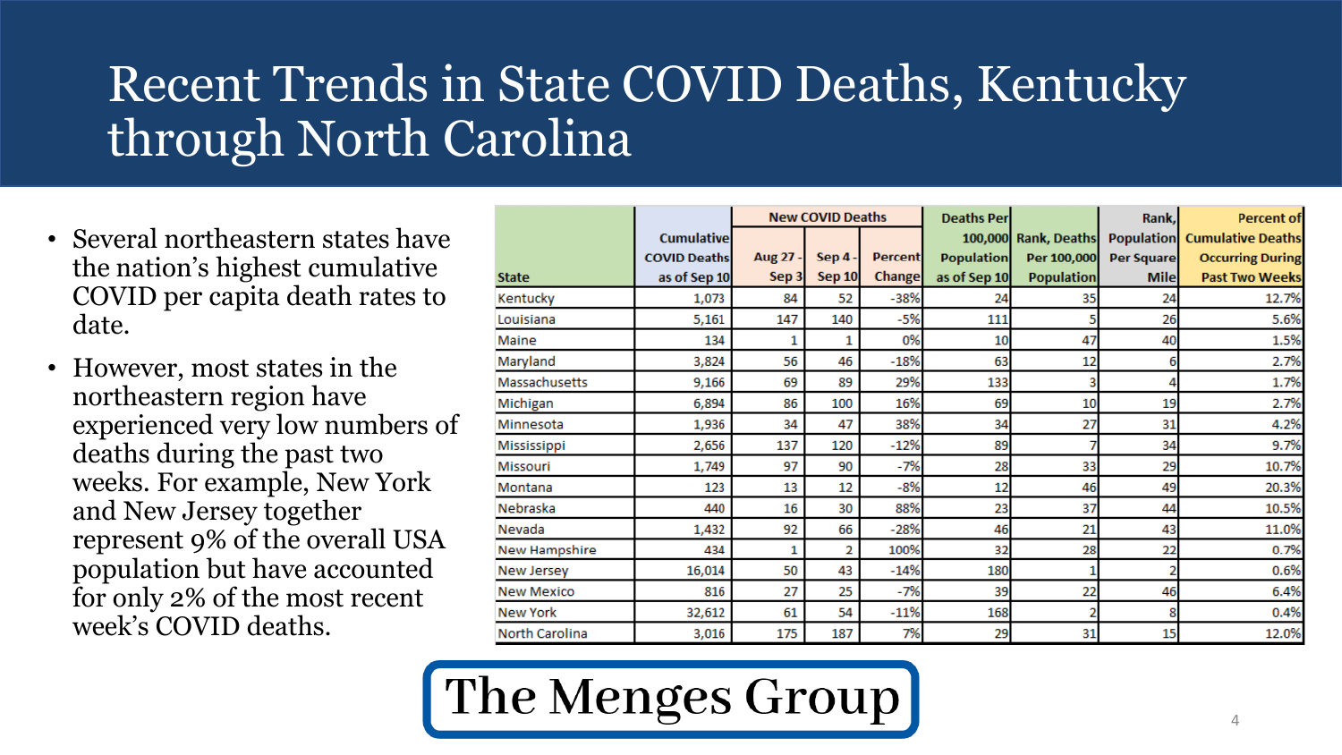# Recent Trends in State COVID Deaths, Kentucky through North Carolina

- Several northeastern states have the nation's highest cumulative COVID per capita death rates to date.
- However, most states in the northeastern region have experienced very low numbers of deaths during the past two weeks. For example, New York and New Jersey together represent 9% of the overall USA population but have accounted for only 2% of the most recent week's COVID deaths.

| State | Cumulative COVID Deaths as of Sep 10 | New COVID Deaths | | | Deaths Per 100,000 Population as of Sep 10 | Rank, Deaths Per 100,000 Population | Rank, Population Per Square Mile | Percent of Cumulative Deaths Occurring During Past Two Weeks |
|---|---|---|---|---|---|---|---|---|
| | | Aug 27 - Sep 3 | Sep 4 - Sep 10 | Percent Change | | | | |
| Kentucky | 1,073 | 84 | 52 | -38% | 24 | 35 | 24 | 12.7% |
| Louisiana | 5,161 | 147 | 140 | -5% | 111 | 5 | 26 | 5.6% |
| Maine | 134 | 1 | 1 | 0% | 10 | 47 | 40 | 1.5% |
| Maryland | 3,824 | 56 | 46 | -18% | 63 | 12 | 6 | 2.7% |
| Massachusetts | 9,166 | 69 | 89 | 29% | 133 | 3 | 4 | 1.7% |
| Michigan | 6,894 | 86 | 100 | 16% | 69 | 10 | 19 | 2.7% |
| Minnesota | 1,936 | 34 | 47 | 38% | 34 | 27 | 31 | 4.2% |
| Mississippi | 2,656 | 137 | 120 | -12% | 89 | 7 | 34 | 9.7% |
| Missouri | 1,749 | 97 | 90 | -7% | 28 | 33 | 29 | 10.7% |
| Montana | 123 | 13 | 12 | -8% | 12 | 46 | 49 | 20.3% |
| Nebraska | 440 | 16 | 30 | 88% | 23 | 37 | 44 | 10.5% |
| Nevada | 1,432 | 92 | 66 | -28% | 46 | 21 | 43 | 11.0% |
| New Hampshire | 434 | 1 | 2 | 100% | 32 | 28 | 22 | 0.7% |
| New Jersey | 16,014 | 50 | 43 | -14% | 180 | 1 | 2 | 0.6% |
| New Mexico | 816 | 27 | 25 | -7% | 39 | 22 | 46 | 6.4% |
| New York | 32,612 | 61 | 54 | -11% | 168 | 2 | 8 | 0.4% |
| North Carolina | 3,016 | 175 | 187 | 7% | 29 | 31 | 15 | 12.0% |

**The Menges Group**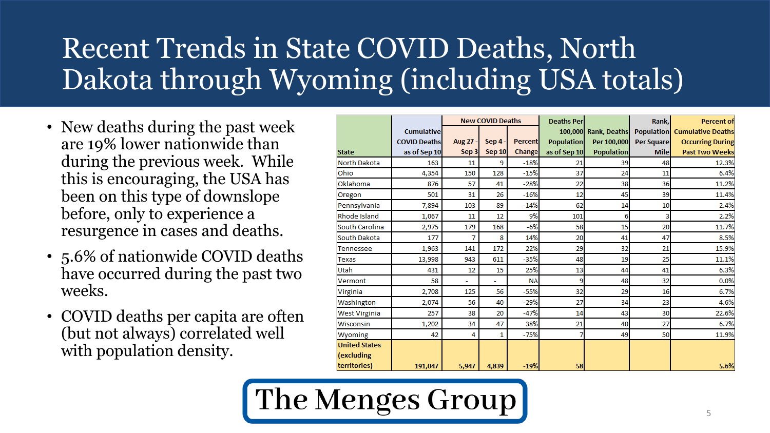# Recent Trends in State COVID Deaths, North Dakota through Wyoming (including USA totals)

- New deaths during the past week are 19% lower nationwide than during the previous week. While this is encouraging, the USA has been on this type of downslope before, only to experience a resurgence in cases and deaths.
- 5.6% of nationwide COVID deaths have occurred during the past two weeks.
- COVID deaths per capita are often (but not always) correlated well with population density.

| State | Cumulative COVID Deaths as of Sep 10 | New COVID Deaths | | | Deaths Per 100,000 Population as of Sep 10 | Rank, Deaths Per 100,000 Population | Rank, Population Per Square Mile | Percent of Cumulative Deaths Occurring During Past Two Weeks |
|---|---|---|---|---|---|---|---|---|
| | | Aug 27 - Sep 3 | Sep 4 - Sep 10 | Percent Change | | | | |
| North Dakota | 163 | 11 | 9 | -18% | 21 | 39 | 48 | 12.3% |
| Ohio | 4,354 | 150 | 128 | -15% | 37 | 24 | 11 | 6.4% |
| Oklahoma | 876 | 57 | 41 | -28% | 22 | 38 | 36 | 11.2% |
| Oregon | 501 | 31 | 26 | -16% | 12 | 45 | 39 | 11.4% |
| Pennsylvania | 7,894 | 103 | 89 | -14% | 62 | 14 | 10 | 2.4% |
| Rhode Island | 1,067 | 11 | 12 | 9% | 101 | 6 | 3 | 2.2% |
| South Carolina | 2,975 | 179 | 168 | -6% | 58 | 15 | 20 | 11.7% |
| South Dakota | 177 | 7 | 8 | 14% | 20 | 41 | 47 | 8.5% |
| Tennessee | 1,963 | 141 | 172 | 22% | 29 | 32 | 21 | 15.9% |
| Texas | 13,998 | 943 | 611 | -35% | 48 | 19 | 25 | 11.1% |
| Utah | 431 | 12 | 15 | 25% | 13 | 44 | 41 | 6.3% |
| Vermont | 58 | - | - | NA | 9 | 48 | 32 | 0.0% |
| Virginia | 2,708 | 125 | 56 | -55% | 32 | 29 | 16 | 6.7% |
| Washington | 2,074 | 56 | 40 | -29% | 27 | 34 | 23 | 4.6% |
| West Virginia | 257 | 38 | 20 | -47% | 14 | 43 | 30 | 22.6% |
| Wisconsin | 1,202 | 34 | 47 | 38% | 21 | 40 | 27 | 6.7% |
| Wyoming | 42 | 4 | 1 | -75% | 7 | 49 | 50 | 11.9% |
| **United States (excluding territories)** | **191,047** | **5,947** | **4,839** | **-19%** | **58** | | | **5.6%** |

The Menges Group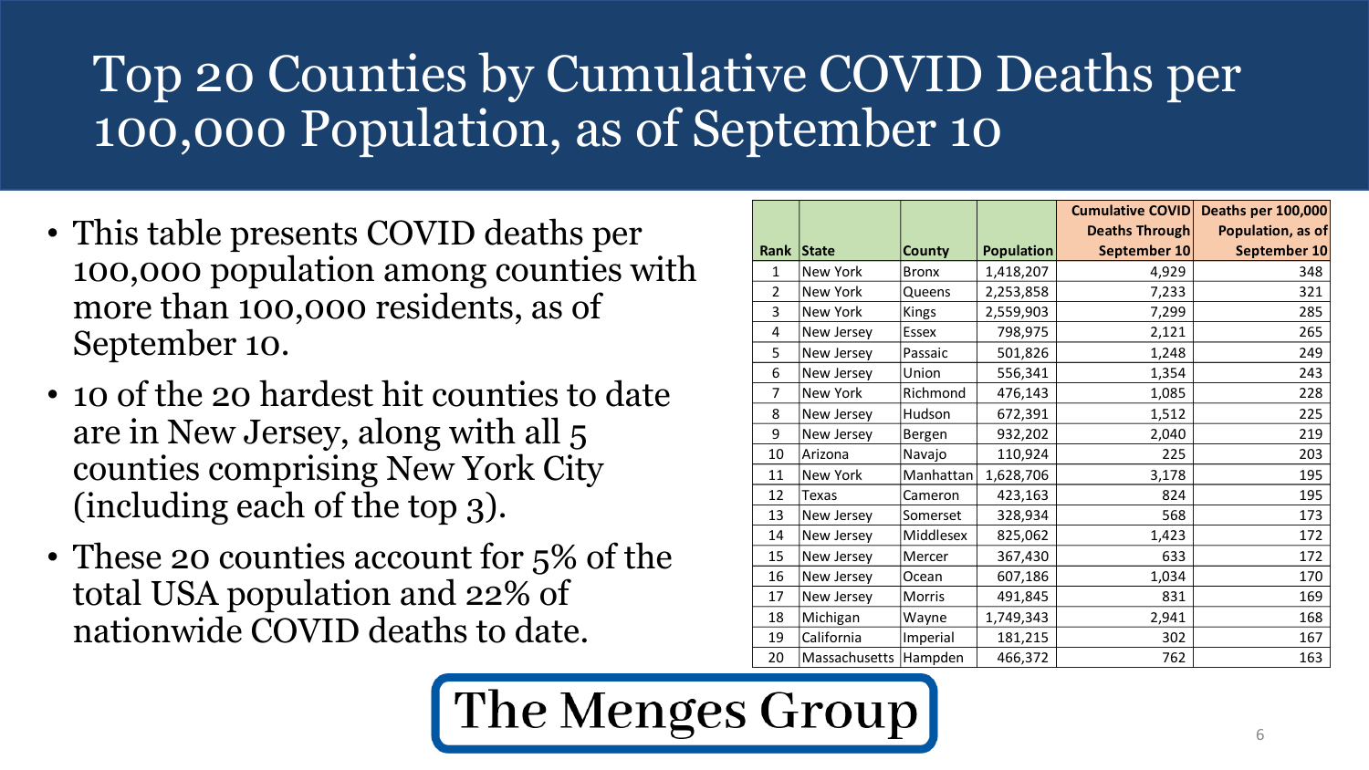# Top 20 Counties by Cumulative COVID Deaths per 100,000 Population, as of September 10

- This table presents COVID deaths per 100,000 population among counties with more than 100,000 residents, as of September 10.
- 10 of the 20 hardest hit counties to date are in New Jersey, along with all 5 counties comprising New York City (including each of the top 3).
- These 20 counties account for 5% of the total USA population and 22% of nationwide COVID deaths to date.

| Rank | State | County | Population | Cumulative COVID Deaths Through September 10 | Deaths per 100,000 Population, as of September 10 |
|---|---|---|---|---|---|
| 1 | New York | Bronx | 1,418,207 | 4,929 | 348 |
| 2 | New York | Queens | 2,253,858 | 7,233 | 321 |
| 3 | New York | Kings | 2,559,903 | 7,299 | 285 |
| 4 | New Jersey | Essex | 798,975 | 2,121 | 265 |
| 5 | New Jersey | Passaic | 501,826 | 1,248 | 249 |
| 6 | New Jersey | Union | 556,341 | 1,354 | 243 |
| 7 | New York | Richmond | 476,143 | 1,085 | 228 |
| 8 | New Jersey | Hudson | 672,391 | 1,512 | 225 |
| 9 | New Jersey | Bergen | 932,202 | 2,040 | 219 |
| 10 | Arizona | Navajo | 110,924 | 225 | 203 |
| 11 | New York | Manhattan | 1,628,706 | 3,178 | 195 |
| 12 | Texas | Cameron | 423,163 | 824 | 195 |
| 13 | New Jersey | Somerset | 328,934 | 568 | 173 |
| 14 | New Jersey | Middlesex | 825,062 | 1,423 | 172 |
| 15 | New Jersey | Mercer | 367,430 | 633 | 172 |
| 16 | New Jersey | Ocean | 607,186 | 1,034 | 170 |
| 17 | New Jersey | Morris | 491,845 | 831 | 169 |
| 18 | Michigan | Wayne | 1,749,343 | 2,941 | 168 |
| 19 | California | Imperial | 181,215 | 302 | 167 |
| 20 | Massachusetts | Hampden | 466,372 | 762 | 163 |

The Menges Group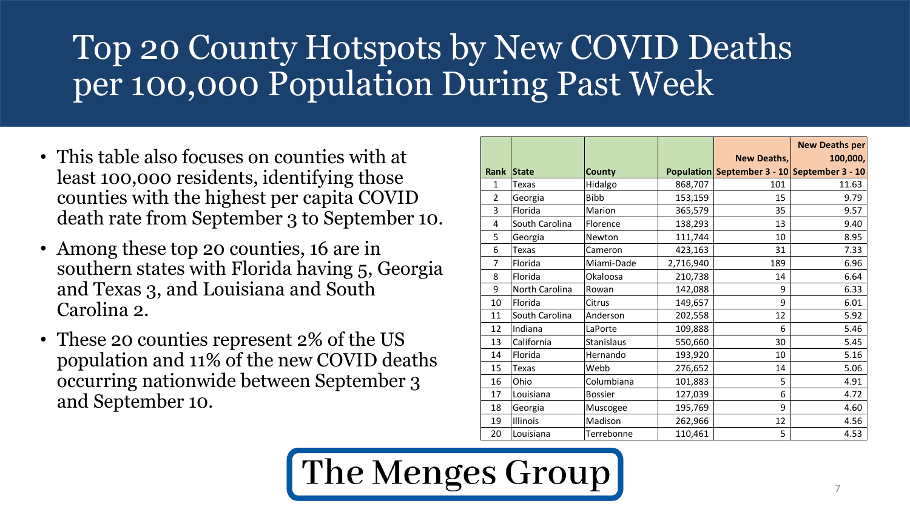# Top 20 County Hotspots by New COVID Deaths per 100,000 Population During Past Week

- This table also focuses on counties with at least 100,000 residents, identifying those counties with the highest per capita COVID death rate from September 3 to September 10.
- Among these top 20 counties, 16 are in southern states with Florida having 5, Georgia and Texas 3, and Louisiana and South Carolina 2.
- These 20 counties represent 2% of the US population and 11% of the new COVID deaths occurring nationwide between September 3 and September 10.

| Rank | State | County | Population | New Deaths, September 3 - 10 | New Deaths per 100,000, September 3 - 10 |
|---|---|---|---|---|---|
| 1 | Texas | Hidalgo | 868,707 | 101 | 11.63 |
| 2 | Georgia | Bibb | 153,159 | 15 | 9.79 |
| 3 | Florida | Marion | 365,579 | 35 | 9.57 |
| 4 | South Carolina | Florence | 138,293 | 13 | 9.40 |
| 5 | Georgia | Newton | 111,744 | 10 | 8.95 |
| 6 | Texas | Cameron | 423,163 | 31 | 7.33 |
| 7 | Florida | Miami-Dade | 2,716,940 | 189 | 6.96 |
| 8 | Florida | Okaloosa | 210,738 | 14 | 6.64 |
| 9 | North Carolina | Rowan | 142,088 | 9 | 6.33 |
| 10 | Florida | Citrus | 149,657 | 9 | 6.01 |
| 11 | South Carolina | Anderson | 202,558 | 12 | 5.92 |
| 12 | Indiana | LaPorte | 109,888 | 6 | 5.46 |
| 13 | California | Stanislaus | 550,660 | 30 | 5.45 |
| 14 | Florida | Hernando | 193,920 | 10 | 5.16 |
| 15 | Texas | Webb | 276,652 | 14 | 5.06 |
| 16 | Ohio | Columbiana | 101,883 | 5 | 4.91 |
| 17 | Louisiana | Bossier | 127,039 | 6 | 4.72 |
| 18 | Georgia | Muscogee | 195,769 | 9 | 4.60 |
| 19 | Illinois | Madison | 262,966 | 12 | 4.56 |
| 20 | Louisiana | Terrebonne | 110,461 | 5 | 4.53 |

The Menges Group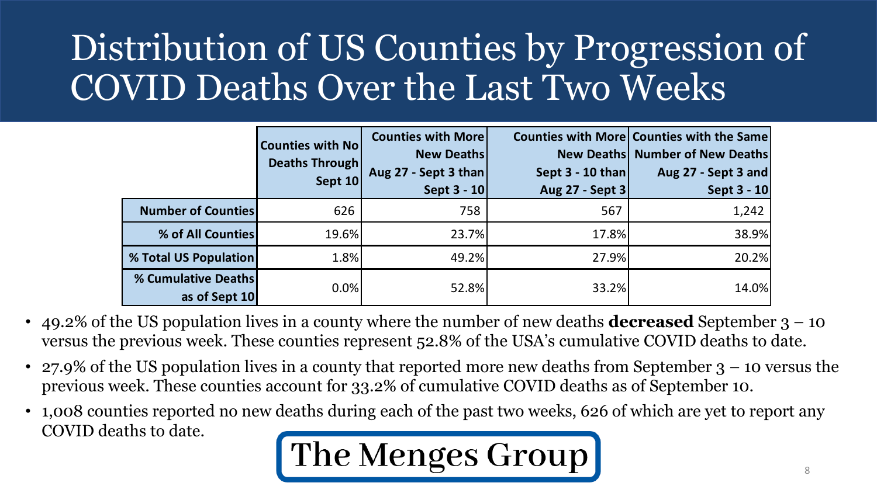# Distribution of US Counties by Progression of COVID Deaths Over the Last Two Weeks

| | Counties with No Deaths Through Sept 10 | Counties with More New Deaths Aug 27 - Sept 3 than Sept 3 - 10 | Counties with More New Deaths Sept 3 - 10 than Aug 27 - Sept 3 | Counties with the Same Number of New Deaths Aug 27 - Sept 3 and Sept 3 - 10 |
|---|---|---|---|---|
| **Number of Counties** | 626 | 758 | 567 | 1,242 |
| **% of All Counties** | 19.6% | 23.7% | 17.8% | 38.9% |
| **% Total US Population** | 1.8% | 49.2% | 27.9% | 20.2% |
| **% Cumulative Deaths as of Sept 10** | 0.0% | 52.8% | 33.2% | 14.0% |

- 49.2% of the US population lives in a county where the number of new deaths **decreased** September 3 – 10 versus the previous week. These counties represent 52.8% of the USA's cumulative COVID deaths to date.
- 27.9% of the US population lives in a county that reported more new deaths from September 3 – 10 versus the previous week. These counties account for 33.2% of cumulative COVID deaths as of September 10.
- 1,008 counties reported no new deaths during each of the past two weeks, 626 of which are yet to report any COVID deaths to date.

The Menges Group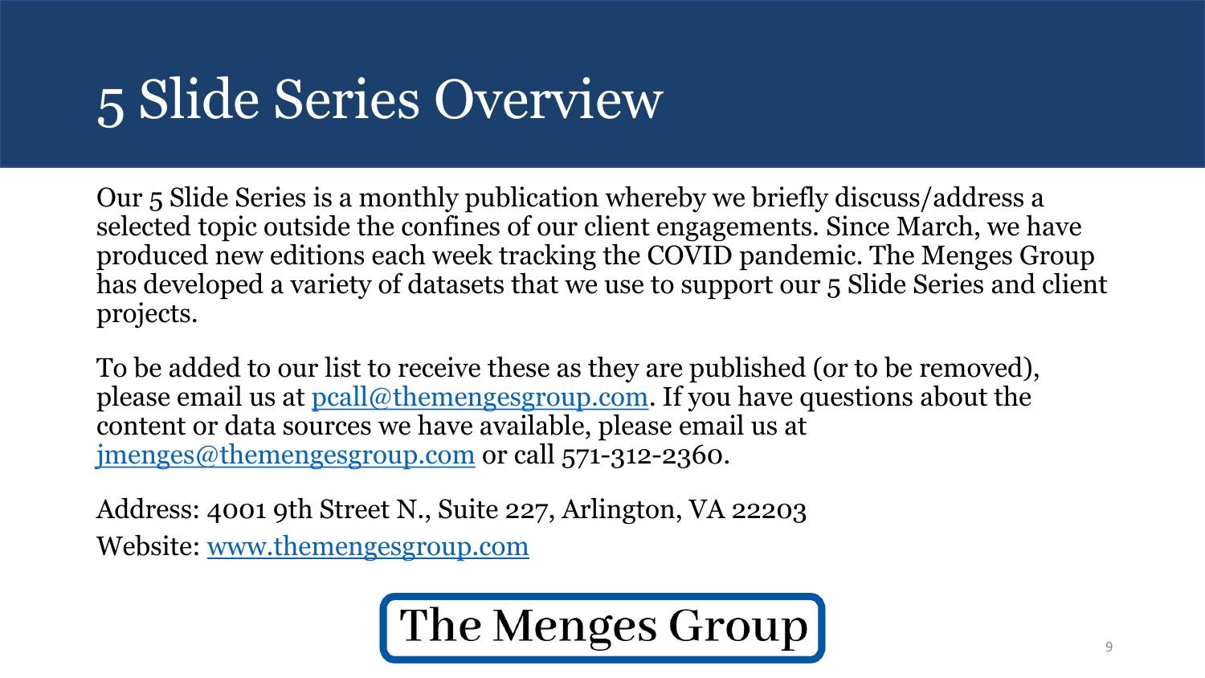# 5 Slide Series Overview

Our 5 Slide Series is a monthly publication whereby we briefly discuss/address a selected topic outside the confines of our client engagements. Since March, we have produced new editions each week tracking the COVID pandemic. The Menges Group has developed a variety of datasets that we use to support our 5 Slide Series and client projects.

To be added to our list to receive these as they are published (or to be removed), please email us at pcall@themengesgroup.com. If you have questions about the content or data sources we have available, please email us at jmenges@themengesgroup.com or call 571-312-2360.

Address: 4001 9th Street N., Suite 227, Arlington, VA 22203

Website: www.themengesgroup.com

The Menges Group